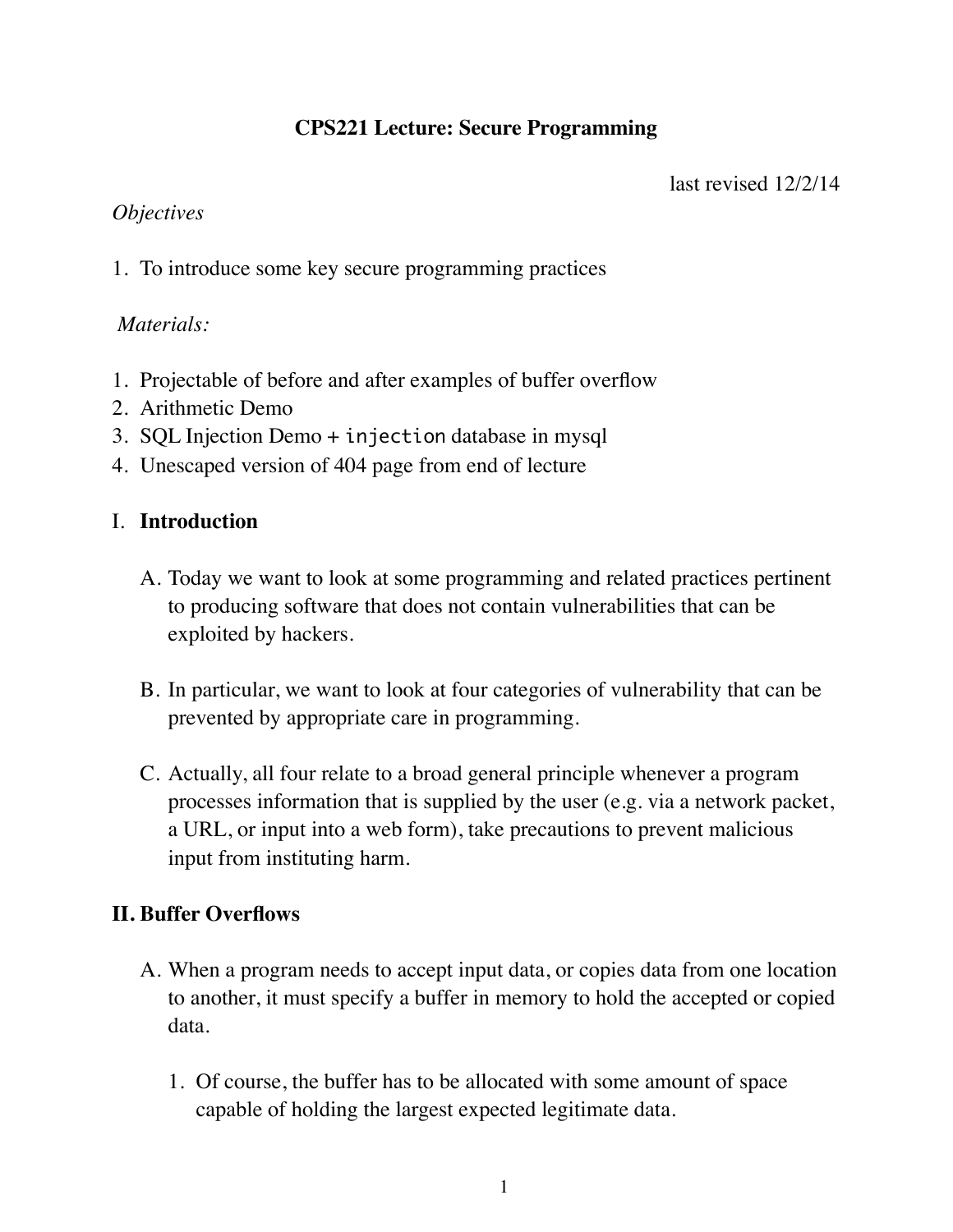# CPS221 Lecture: Secure Programming

last revised 12/2/14

*Objectives*

1. To introduce some key secure programming practices

*Materials:*

1. Projectable of before and after examples of buffer overflow
2. Arithmetic Demo
3. SQL Injection Demo + `injection` database in mysql
4. Unescaped version of 404 page from end of lecture

## I. **Introduction**

A. Today we want to look at some programming and related practices pertinent to producing software that does not contain vulnerabilities that can be exploited by hackers.

B. In particular, we want to look at four categories of vulnerability that can be prevented by appropriate care in programming.

C. Actually, all four relate to a broad general principle whenever a program processes information that is supplied by the user (e.g. via a network packet, a URL, or input into a web form), take precautions to prevent malicious input from instituting harm.

## II. Buffer Overflows

A. When a program needs to accept input data, or copies data from one location to another, it must specify a buffer in memory to hold the accepted or copied data.

1. Of course, the buffer has to be allocated with some amount of space capable of holding the largest expected legitimate data.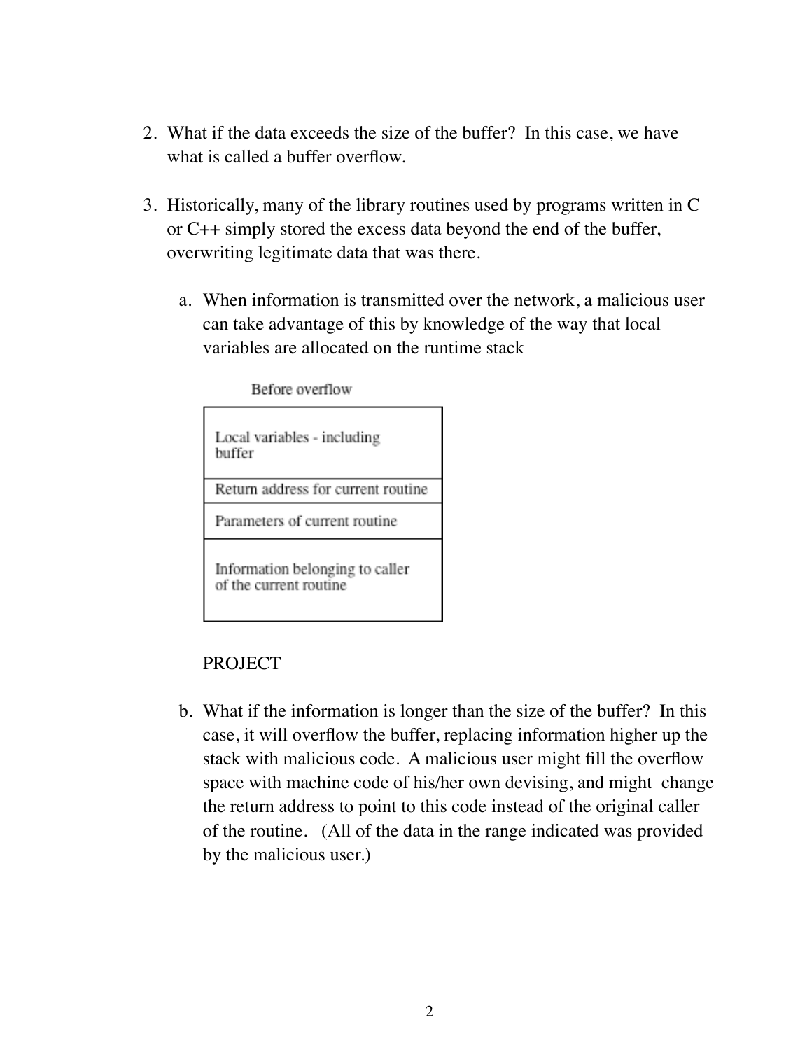2. What if the data exceeds the size of the buffer? In this case, we have what is called a buffer overflow.

3. Historically, many of the library routines used by programs written in C or C++ simply stored the excess data beyond the end of the buffer, overwriting legitimate data that was there.

   a. When information is transmitted over the network, a malicious user can take advantage of this by knowledge of the way that local variables are allocated on the runtime stack

      Before overflow

      | Local variables - including buffer |
      |---|
      | Return address for current routine |
      | Parameters of current routine |
      | Information belonging to caller of the current routine |

      PROJECT

   b. What if the information is longer than the size of the buffer? In this case, it will overflow the buffer, replacing information higher up the stack with malicious code. A malicious user might fill the overflow space with machine code of his/her own devising, and might change the return address to point to this code instead of the original caller of the routine. (All of the data in the range indicated was provided by the malicious user.)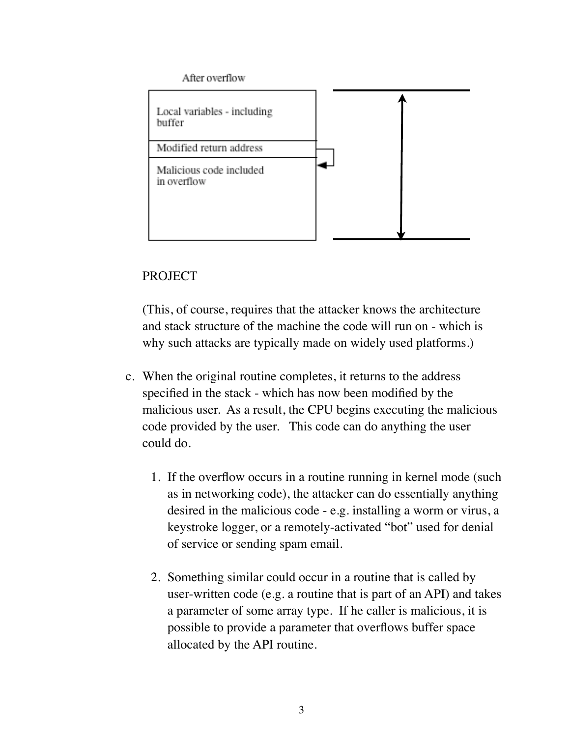After overflow

| Local variables - including buffer |
| --- |
| Modified return address |
| Malicious code included in overflow |

PROJECT

(This, of course, requires that the attacker knows the architecture and stack structure of the machine the code will run on - which is why such attacks are typically made on widely used platforms.)

c. When the original routine completes, it returns to the address specified in the stack - which has now been modified by the malicious user. As a result, the CPU begins executing the malicious code provided by the user. This code can do anything the user could do.

   1. If the overflow occurs in a routine running in kernel mode (such as in networking code), the attacker can do essentially anything desired in the malicious code - e.g. installing a worm or virus, a keystroke logger, or a remotely-activated “bot” used for denial of service or sending spam email.

   2. Something similar could occur in a routine that is called by user-written code (e.g. a routine that is part of an API) and takes a parameter of some array type. If he caller is malicious, it is possible to provide a parameter that overflows buffer space allocated by the API routine.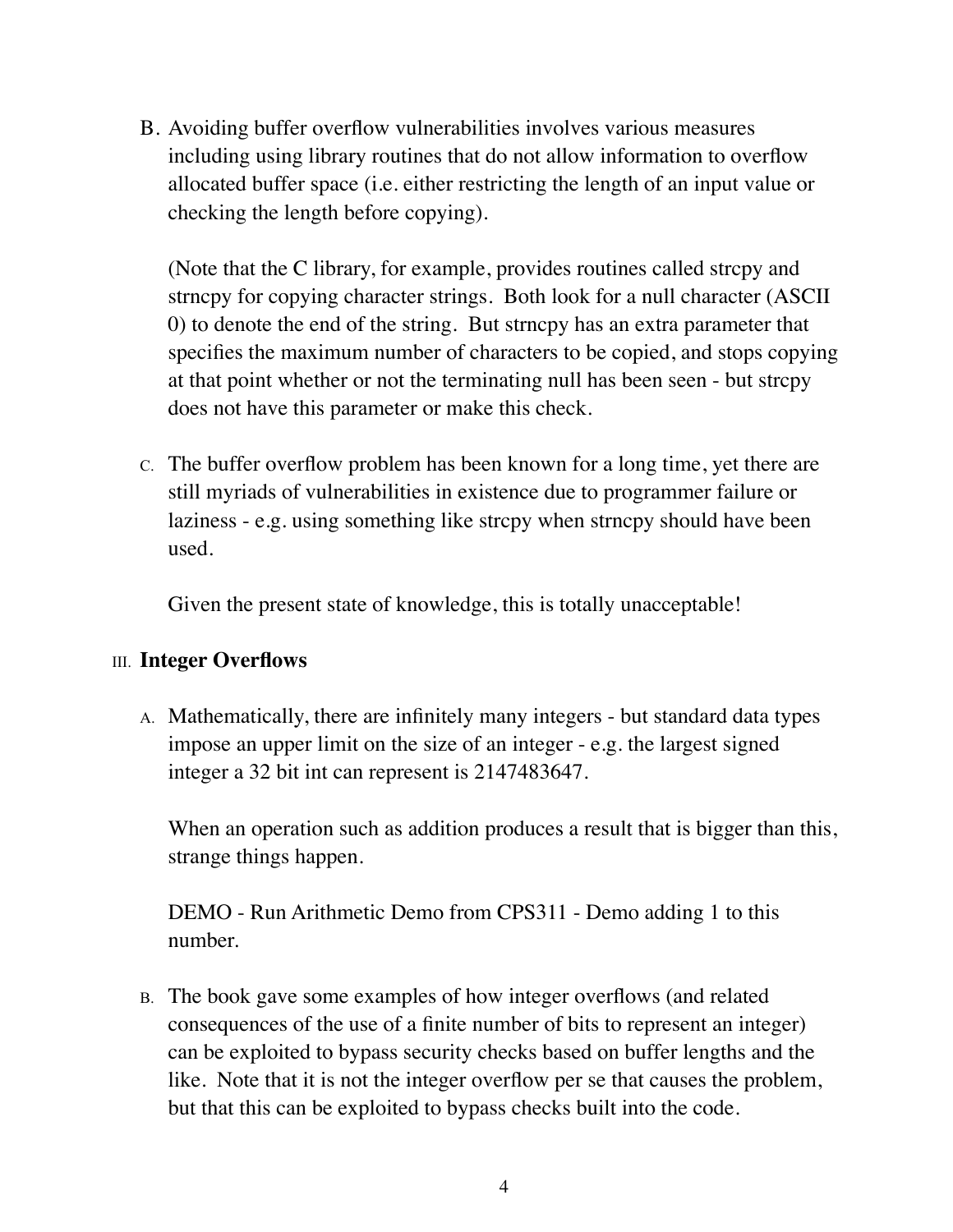B. Avoiding buffer overflow vulnerabilities involves various measures including using library routines that do not allow information to overflow allocated buffer space (i.e. either restricting the length of an input value or checking the length before copying).

   (Note that the C library, for example, provides routines called strcpy and strncpy for copying character strings. Both look for a null character (ASCII 0) to denote the end of the string. But strncpy has an extra parameter that specifies the maximum number of characters to be copied, and stops copying at that point whether or not the terminating null has been seen - but strcpy does not have this parameter or make this check.

C. The buffer overflow problem has been known for a long time, yet there are still myriads of vulnerabilities in existence due to programmer failure or laziness - e.g. using something like strcpy when strncpy should have been used.

   Given the present state of knowledge, this is totally unacceptable!

## III. Integer Overflows

A. Mathematically, there are infinitely many integers - but standard data types impose an upper limit on the size of an integer - e.g. the largest signed integer a 32 bit int can represent is 2147483647.

   When an operation such as addition produces a result that is bigger than this, strange things happen.

   DEMO - Run Arithmetic Demo from CPS311 - Demo adding 1 to this number.

B. The book gave some examples of how integer overflows (and related consequences of the use of a finite number of bits to represent an integer) can be exploited to bypass security checks based on buffer lengths and the like. Note that it is not the integer overflow per se that causes the problem, but that this can be exploited to bypass checks built into the code.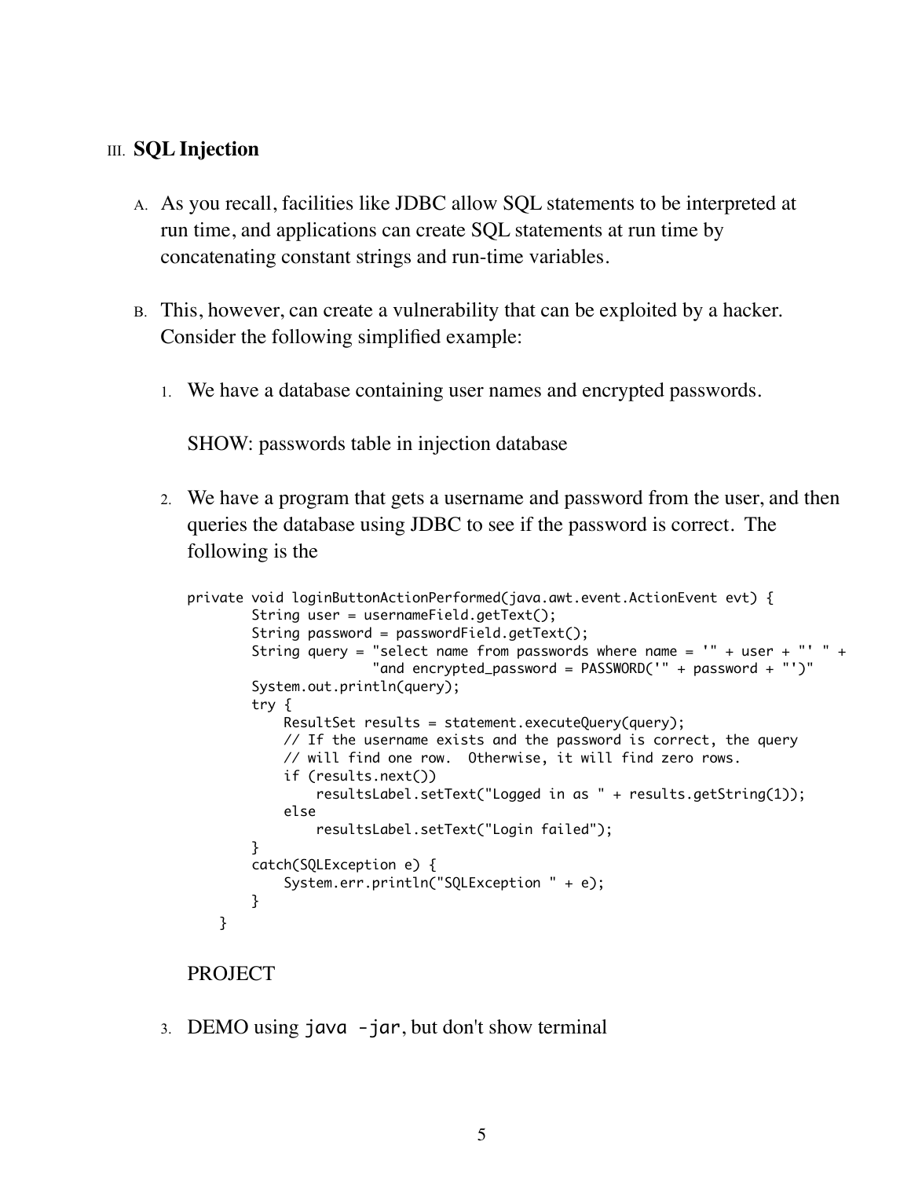III. **SQL Injection**

A. As you recall, facilities like JDBC allow SQL statements to be interpreted at run time, and applications can create SQL statements at run time by concatenating constant strings and run-time variables.

B. This, however, can create a vulnerability that can be exploited by a hacker. Consider the following simplified example:

1. We have a database containing user names and encrypted passwords.

   SHOW: passwords table in injection database

2. We have a program that gets a username and password from the user, and then queries the database using JDBC to see if the password is correct. The following is the

```
private void loginButtonActionPerformed(java.awt.event.ActionEvent evt) {
        String user = usernameField.getText();
        String password = passwordField.getText();
        String query = "select name from passwords where name = '" + user + "' " +
                       "and encrypted_password = PASSWORD('" + password + "')"
        System.out.println(query);
        try {
            ResultSet results = statement.executeQuery(query);
            // If the username exists and the password is correct, the query
            // will find one row.  Otherwise, it will find zero rows.
            if (results.next())
                resultsLabel.setText("Logged in as " + results.getString(1));
            else
                resultsLabel.setText("Login failed");
        }
        catch(SQLException e) {
            System.err.println("SQLException " + e);
        }
    }
```

   PROJECT

3. DEMO using `java -jar`, but don't show terminal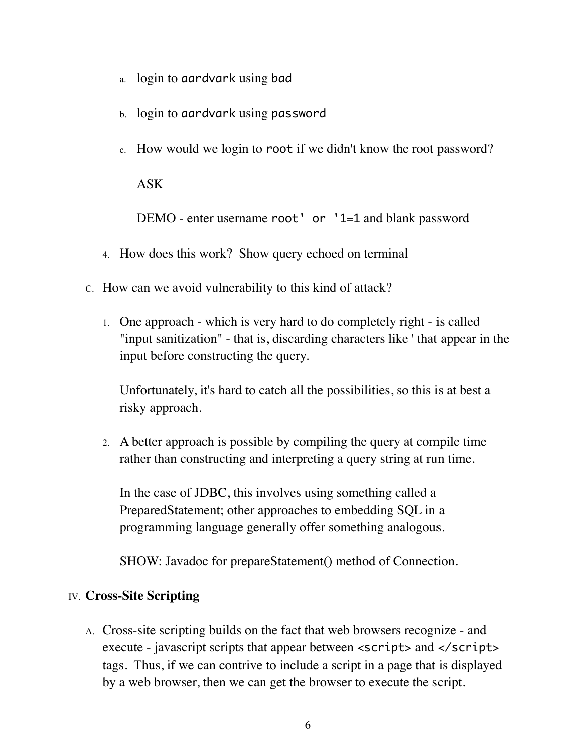a. login to `aardvark` using `bad`

b. login to `aardvark` using `password`

c. How would we login to `root` if we didn't know the root password?

   ASK

   DEMO - enter username `root' or '1=1` and blank password

4. How does this work? Show query echoed on terminal

C. How can we avoid vulnerability to this kind of attack?

1. One approach - which is very hard to do completely right - is called "input sanitization" - that is, discarding characters like ' that appear in the input before constructing the query.

   Unfortunately, it's hard to catch all the possibilities, so this is at best a risky approach.

2. A better approach is possible by compiling the query at compile time rather than constructing and interpreting a query string at run time.

   In the case of JDBC, this involves using something called a PreparedStatement; other approaches to embedding SQL in a programming language generally offer something analogous.

   SHOW: Javadoc for prepareStatement() method of Connection.

## IV. Cross-Site Scripting

A. Cross-site scripting builds on the fact that web browsers recognize - and execute - javascript scripts that appear between `<script>` and `</script>` tags. Thus, if we can contrive to include a script in a page that is displayed by a web browser, then we can get the browser to execute the script.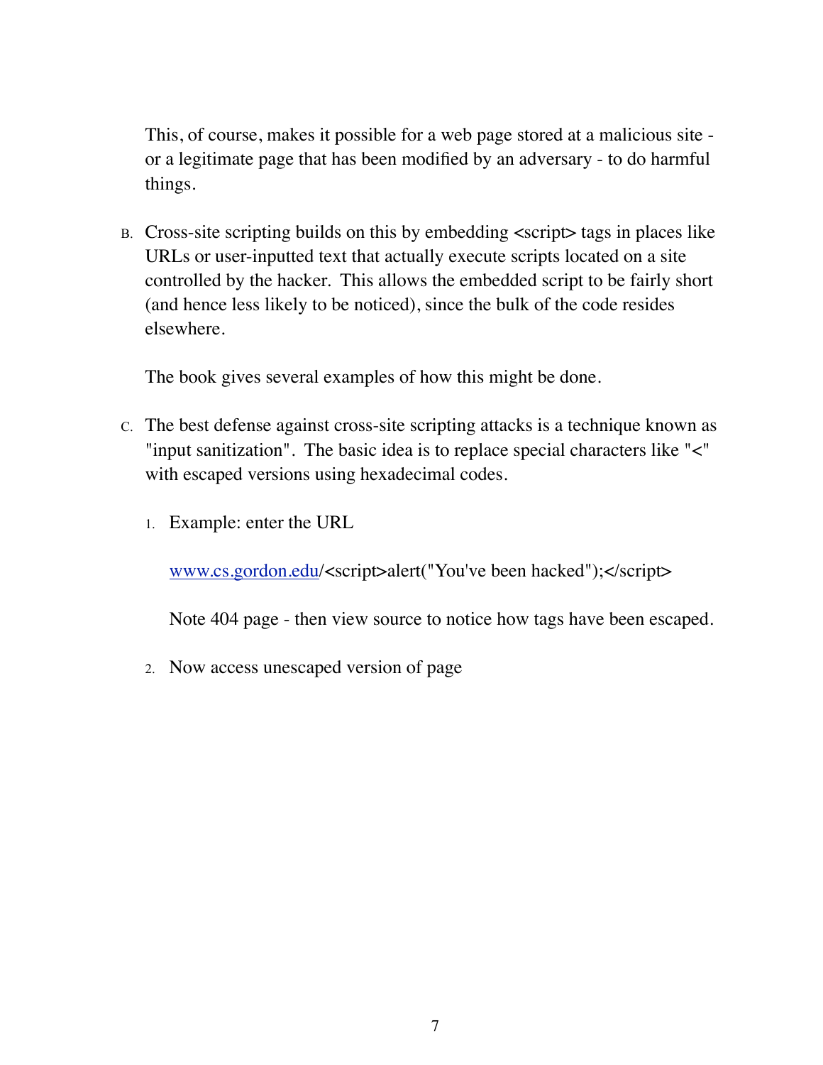This, of course, makes it possible for a web page stored at a malicious site - or a legitimate page that has been modified by an adversary - to do harmful things.

B. Cross-site scripting builds on this by embedding <script> tags in places like URLs or user-inputted text that actually execute scripts located on a site controlled by the hacker. This allows the embedded script to be fairly short (and hence less likely to be noticed), since the bulk of the code resides elsewhere.

   The book gives several examples of how this might be done.

C. The best defense against cross-site scripting attacks is a technique known as "input sanitization". The basic idea is to replace special characters like "<" with escaped versions using hexadecimal codes.

   1. Example: enter the URL

      www.cs.gordon.edu/<script>alert("You've been hacked");</script>

      Note 404 page - then view source to notice how tags have been escaped.

   2. Now access unescaped version of page